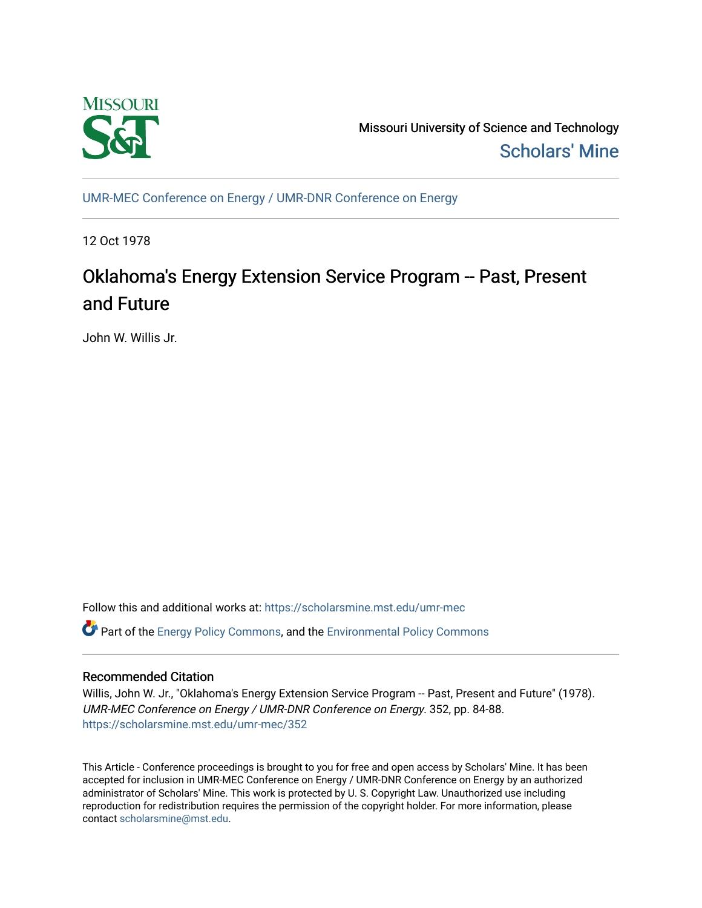Missouri University of Science and Technology

Scholars' Mine

UMR-MEC Conference on Energy / UMR-DNR Conference on Energy

12 Oct 1978

# Oklahoma's Energy Extension Service Program -- Past, Present and Future

John W. Willis Jr.

Follow this and additional works at: https://scholarsmine.mst.edu/umr-mec

Part of the Energy Policy Commons, and the Environmental Policy Commons

## Recommended Citation

Willis, John W. Jr., "Oklahoma's Energy Extension Service Program -- Past, Present and Future" (1978). *UMR-MEC Conference on Energy / UMR-DNR Conference on Energy*. 352, pp. 84-88.
https://scholarsmine.mst.edu/umr-mec/352

This Article - Conference proceedings is brought to you for free and open access by Scholars' Mine. It has been accepted for inclusion in UMR-MEC Conference on Energy / UMR-DNR Conference on Energy by an authorized administrator of Scholars' Mine. This work is protected by U. S. Copyright Law. Unauthorized use including reproduction for redistribution requires the permission of the copyright holder. For more information, please contact scholarsmine@mst.edu.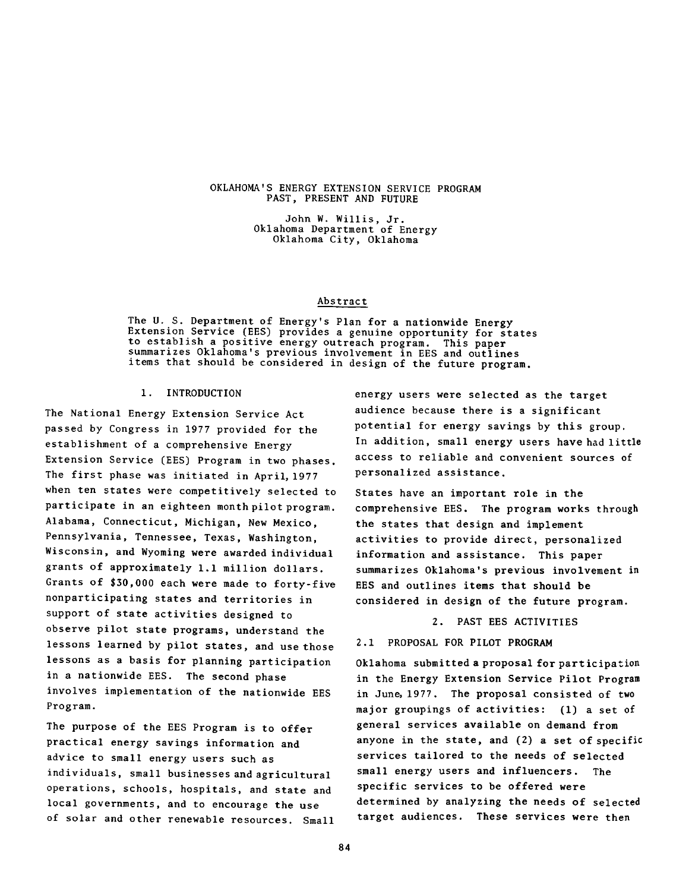# OKLAHOMA'S ENERGY EXTENSION SERVICE PROGRAM PAST, PRESENT AND FUTURE

John W. Willis, Jr.
Oklahoma Department of Energy
Oklahoma City, Oklahoma

## Abstract

The U. S. Department of Energy's Plan for a nationwide Energy Extension Service (EES) provides a genuine opportunity for states to establish a positive energy outreach program. This paper summarizes Oklahoma's previous involvement in EES and outlines items that should be considered in design of the future program.

## 1. INTRODUCTION

The National Energy Extension Service Act passed by Congress in 1977 provided for the establishment of a comprehensive Energy Extension Service (EES) Program in two phases. The first phase was initiated in April, 1977 when ten states were competitively selected to participate in an eighteen month pilot program. Alabama, Connecticut, Michigan, New Mexico, Pennsylvania, Tennessee, Texas, Washington, Wisconsin, and Wyoming were awarded individual grants of approximately 1.1 million dollars. Grants of $30,000 each were made to forty-five nonparticipating states and territories in support of state activities designed to observe pilot state programs, understand the lessons learned by pilot states, and use those lessons as a basis for planning participation in a nationwide EES. The second phase involves implementation of the nationwide EES Program.

The purpose of the EES Program is to offer practical energy savings information and advice to small energy users such as individuals, small businesses and agricultural operations, schools, hospitals, and state and local governments, and to encourage the use of solar and other renewable resources. Small energy users were selected as the target audience because there is a significant potential for energy savings by this group. In addition, small energy users have had little access to reliable and convenient sources of personalized assistance.

States have an important role in the comprehensive EES. The program works through the states that design and implement activities to provide direct, personalized information and assistance. This paper summarizes Oklahoma's previous involvement in EES and outlines items that should be considered in design of the future program.

## 2. PAST EES ACTIVITIES

### 2.1 PROPOSAL FOR PILOT PROGRAM

Oklahoma submitted a proposal for participation in the Energy Extension Service Pilot Program in June, 1977. The proposal consisted of two major groupings of activities: (1) a set of general services available on demand from anyone in the state, and (2) a set of specific services tailored to the needs of selected small energy users and influencers. The specific services to be offered were determined by analyzing the needs of selected target audiences. These services were then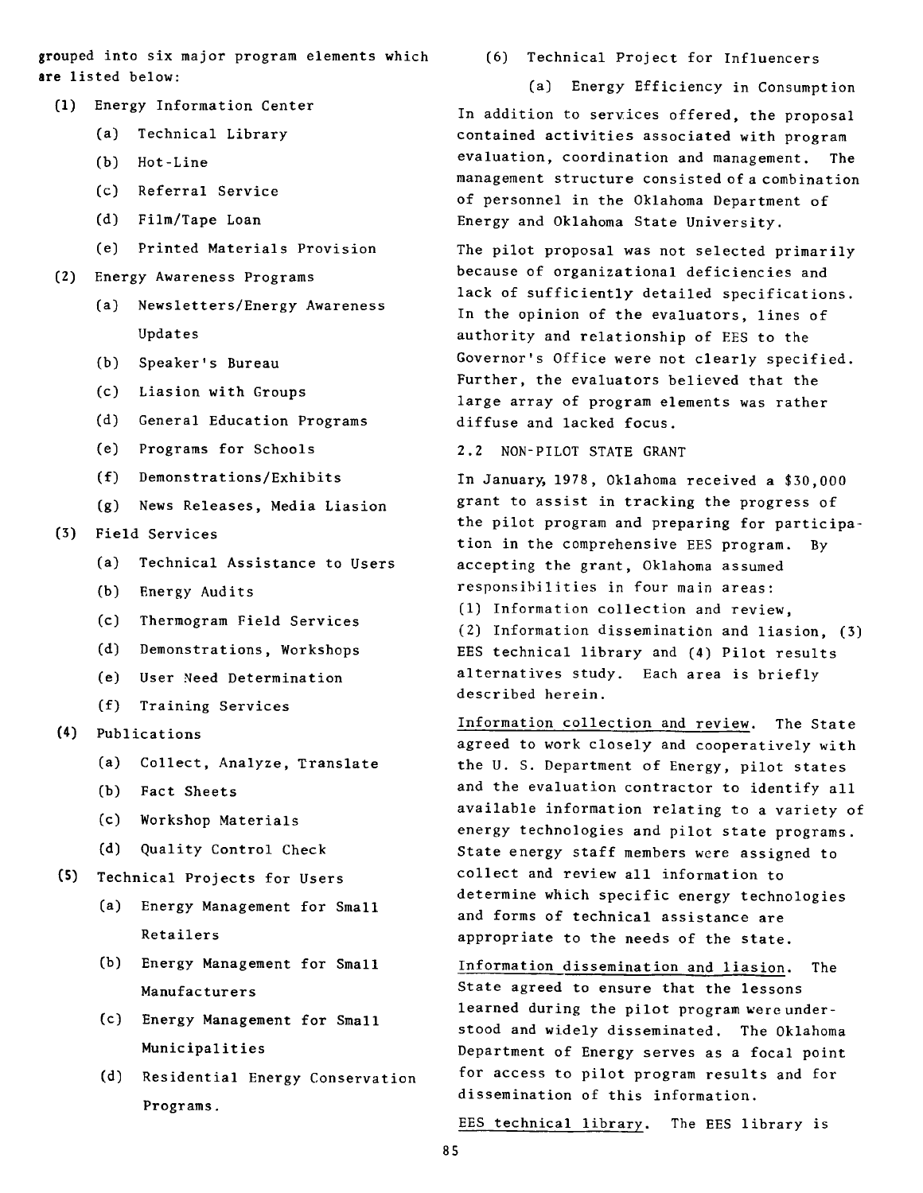grouped into six major program elements which are listed below:

(1) Energy Information Center
   (a) Technical Library
   (b) Hot-Line
   (c) Referral Service
   (d) Film/Tape Loan
   (e) Printed Materials Provision

(2) Energy Awareness Programs
   (a) Newsletters/Energy Awareness Updates
   (b) Speaker's Bureau
   (c) Liasion with Groups
   (d) General Education Programs
   (e) Programs for Schools
   (f) Demonstrations/Exhibits
   (g) News Releases, Media Liasion

(3) Field Services
   (a) Technical Assistance to Users
   (b) Energy Audits
   (c) Thermogram Field Services
   (d) Demonstrations, Workshops
   (e) User Need Determination
   (f) Training Services

(4) Publications
   (a) Collect, Analyze, Translate
   (b) Fact Sheets
   (c) Workshop Materials
   (d) Quality Control Check

(5) Technical Projects for Users
   (a) Energy Management for Small Retailers
   (b) Energy Management for Small Manufacturers
   (c) Energy Management for Small Municipalities
   (d) Residential Energy Conservation Programs.

(6) Technical Project for Influencers
   (a) Energy Efficiency in Consumption

In addition to services offered, the proposal contained activities associated with program evaluation, coordination and management. The management structure consisted of a combination of personnel in the Oklahoma Department of Energy and Oklahoma State University.

The pilot proposal was not selected primarily because of organizational deficiencies and lack of sufficiently detailed specifications. In the opinion of the evaluators, lines of authority and relationship of EES to the Governor's Office were not clearly specified. Further, the evaluators believed that the large array of program elements was rather diffuse and lacked focus.

## 2.2 NON-PILOT STATE GRANT

In January, 1978, Oklahoma received a $30,000 grant to assist in tracking the progress of the pilot program and preparing for participation in the comprehensive EES program. By accepting the grant, Oklahoma assumed responsibilities in four main areas: (1) Information collection and review, (2) Information dissemination and liasion, (3) EES technical library and (4) Pilot results alternatives study. Each area is briefly described herein.

Information collection and review. The State agreed to work closely and cooperatively with the U. S. Department of Energy, pilot states and the evaluation contractor to identify all available information relating to a variety of energy technologies and pilot state programs. State energy staff members were assigned to collect and review all information to determine which specific energy technologies and forms of technical assistance are appropriate to the needs of the state.

Information dissemination and liasion. The State agreed to ensure that the lessons learned during the pilot program were understood and widely disseminated. The Oklahoma Department of Energy serves as a focal point for access to pilot program results and for dissemination of this information.

EES technical library. The EES library is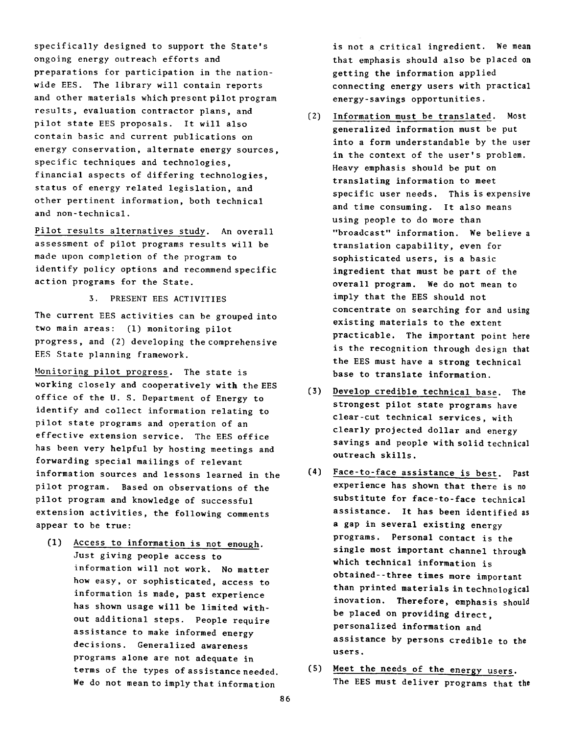specifically designed to support the State's ongoing energy outreach efforts and preparations for participation in the nation-wide EES. The library will contain reports and other materials which present pilot program results, evaluation contractor plans, and pilot state EES proposals. It will also contain basic and current publications on energy conservation, alternate energy sources, specific techniques and technologies, financial aspects of differing technologies, status of energy related legislation, and other pertinent information, both technical and non-technical.

Pilot results alternatives study. An overall assessment of pilot programs results will be made upon completion of the program to identify policy options and recommend specific action programs for the State.

## 3. PRESENT EES ACTIVITIES

The current EES activities can be grouped into two main areas: (1) monitoring pilot progress, and (2) developing the comprehensive EES State planning framework.

Monitoring pilot progress. The state is working closely and cooperatively with the EES office of the U. S. Department of Energy to identify and collect information relating to pilot state programs and operation of an effective extension service. The EES office has been very helpful by hosting meetings and forwarding special mailings of relevant information sources and lessons learned in the pilot program. Based on observations of the pilot program and knowledge of successful extension activities, the following comments appear to be true:

(1) Access to information is not enough. Just giving people access to information will not work. No matter how easy, or sophisticated, access to information is made, past experience has shown usage will be limited without additional steps. People require assistance to make informed energy decisions. Generalized awareness programs alone are not adequate in terms of the types of assistance needed. We do not mean to imply that information is not a critical ingredient. We mean that emphasis should also be placed on getting the information applied connecting energy users with practical energy-savings opportunities.

(2) Information must be translated. Most generalized information must be put into a form understandable by the user in the context of the user's problem. Heavy emphasis should be put on translating information to meet specific user needs. This is expensive and time consuming. It also means using people to do more than "broadcast" information. We believe a translation capability, even for sophisticated users, is a basic ingredient that must be part of the overall program. We do not mean to imply that the EES should not concentrate on searching for and using existing materials to the extent practicable. The important point here is the recognition through design that the EES must have a strong technical base to translate information.

(3) Develop credible technical base. The strongest pilot state programs have clear-cut technical services, with clearly projected dollar and energy savings and people with solid technical outreach skills.

(4) Face-to-face assistance is best. Past experience has shown that there is no substitute for face-to-face technical assistance. It has been identified as a gap in several existing energy programs. Personal contact is the single most important channel through which technical information is obtained--three times more important than printed materials in technological inovation. Therefore, emphasis should be placed on providing direct, personalized information and assistance by persons credible to the users.

(5) Meet the needs of the energy users. The EES must deliver programs that the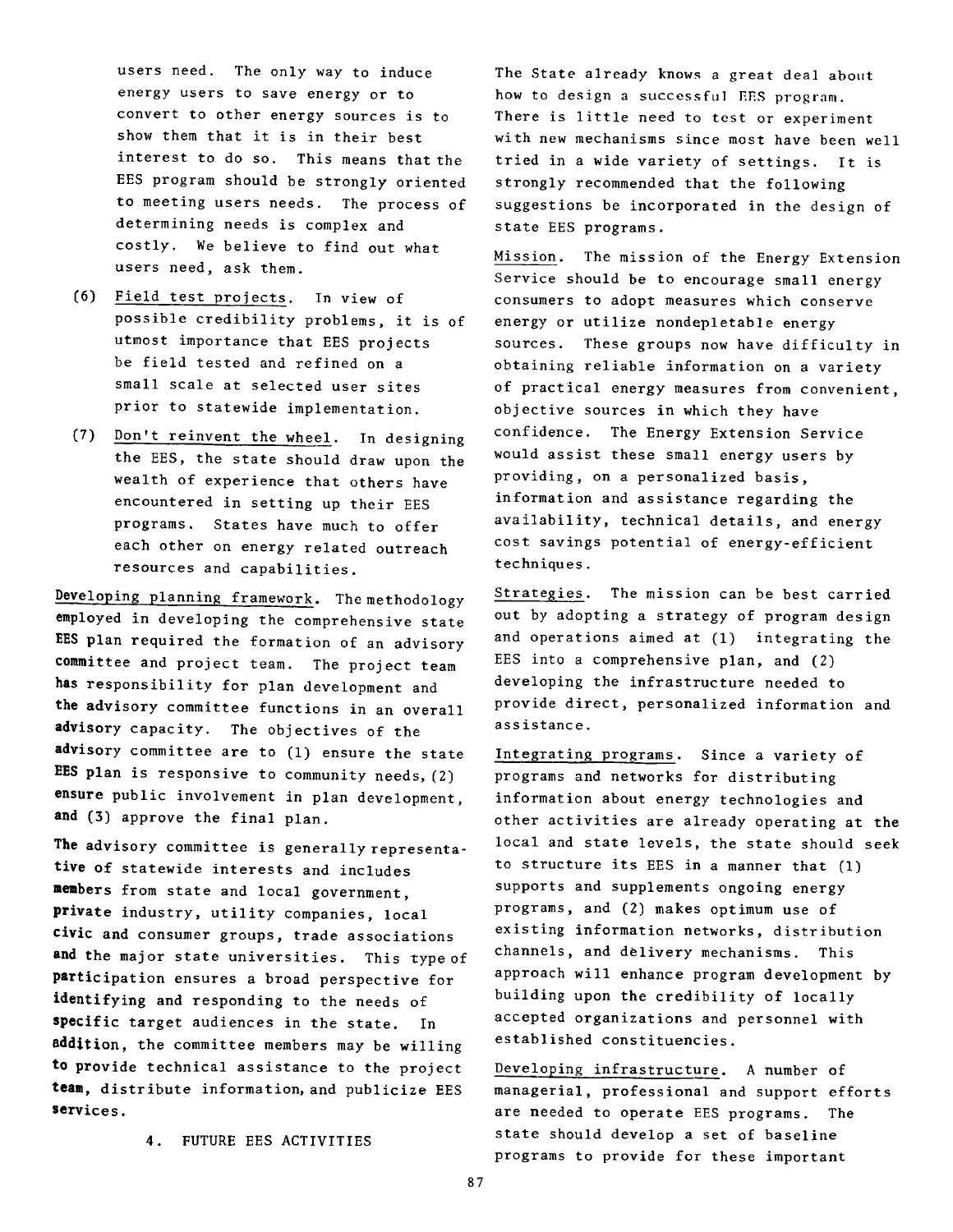users need. The only way to induce energy users to save energy or to convert to other energy sources is to show them that it is in their best interest to do so. This means that the EES program should be strongly oriented to meeting users needs. The process of determining needs is complex and costly. We believe to find out what users need, ask them.

(6) Field test projects. In view of possible credibility problems, it is of utmost importance that EES projects be field tested and refined on a small scale at selected user sites prior to statewide implementation.

(7) Don't reinvent the wheel. In designing the EES, the state should draw upon the wealth of experience that others have encountered in setting up their EES programs. States have much to offer each other on energy related outreach resources and capabilities.

Developing planning framework. The methodology employed in developing the comprehensive state EES plan required the formation of an advisory committee and project team. The project team has responsibility for plan development and the advisory committee functions in an overall advisory capacity. The objectives of the advisory committee are to (1) ensure the state EES plan is responsive to community needs, (2) ensure public involvement in plan development, and (3) approve the final plan.

The advisory committee is generally representative of statewide interests and includes members from state and local government, private industry, utility companies, local civic and consumer groups, trade associations and the major state universities. This type of participation ensures a broad perspective for identifying and responding to the needs of specific target audiences in the state. In addition, the committee members may be willing to provide technical assistance to the project team, distribute information, and publicize EES services.

## 4. FUTURE EES ACTIVITIES

The State already knows a great deal about how to design a successful EES program. There is little need to test or experiment with new mechanisms since most have been well tried in a wide variety of settings. It is strongly recommended that the following suggestions be incorporated in the design of state EES programs.

Mission. The mission of the Energy Extension Service should be to encourage small energy consumers to adopt measures which conserve energy or utilize nondepletable energy sources. These groups now have difficulty in obtaining reliable information on a variety of practical energy measures from convenient, objective sources in which they have confidence. The Energy Extension Service would assist these small energy users by providing, on a personalized basis, information and assistance regarding the availability, technical details, and energy cost savings potential of energy-efficient techniques.

Strategies. The mission can be best carried out by adopting a strategy of program design and operations aimed at (1) integrating the EES into a comprehensive plan, and (2) developing the infrastructure needed to provide direct, personalized information and assistance.

Integrating programs. Since a variety of programs and networks for distributing information about energy technologies and other activities are already operating at the local and state levels, the state should seek to structure its EES in a manner that (1) supports and supplements ongoing energy programs, and (2) makes optimum use of existing information networks, distribution channels, and delivery mechanisms. This approach will enhance program development by building upon the credibility of locally accepted organizations and personnel with established constituencies.

Developing infrastructure. A number of managerial, professional and support efforts are needed to operate EES programs. The state should develop a set of baseline programs to provide for these important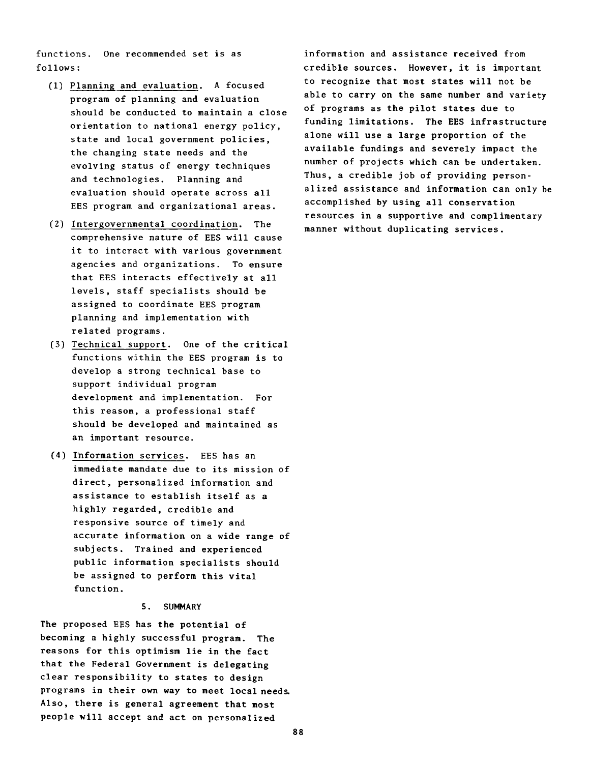functions. One recommended set is as follows:

(1) Planning and evaluation. A focused program of planning and evaluation should be conducted to maintain a close orientation to national energy policy, state and local government policies, the changing state needs and the evolving status of energy techniques and technologies. Planning and evaluation should operate across all EES program and organizational areas.

(2) Intergovernmental coordination. The comprehensive nature of EES will cause it to interact with various government agencies and organizations. To ensure that EES interacts effectively at all levels, staff specialists should be assigned to coordinate EES program planning and implementation with related programs.

(3) Technical support. One of the critical functions within the EES program is to develop a strong technical base to support individual program development and implementation. For this reason, a professional staff should be developed and maintained as an important resource.

(4) Information services. EES has an immediate mandate due to its mission of direct, personalized information and assistance to establish itself as a highly regarded, credible and responsive source of timely and accurate information on a wide range of subjects. Trained and experienced public information specialists should be assigned to perform this vital function.

## 5. SUMMARY

The proposed EES has the potential of becoming a highly successful program. The reasons for this optimism lie in the fact that the Federal Government is delegating clear responsibility to states to design programs in their own way to meet local needs. Also, there is general agreement that most people will accept and act on personalized information and assistance received from credible sources. However, it is important to recognize that most states will not be able to carry on the same number and variety of programs as the pilot states due to funding limitations. The EES infrastructure alone will use a large proportion of the available fundings and severely impact the number of projects which can be undertaken. Thus, a credible job of providing personalized assistance and information can only be accomplished by using all conservation resources in a supportive and complimentary manner without duplicating services.